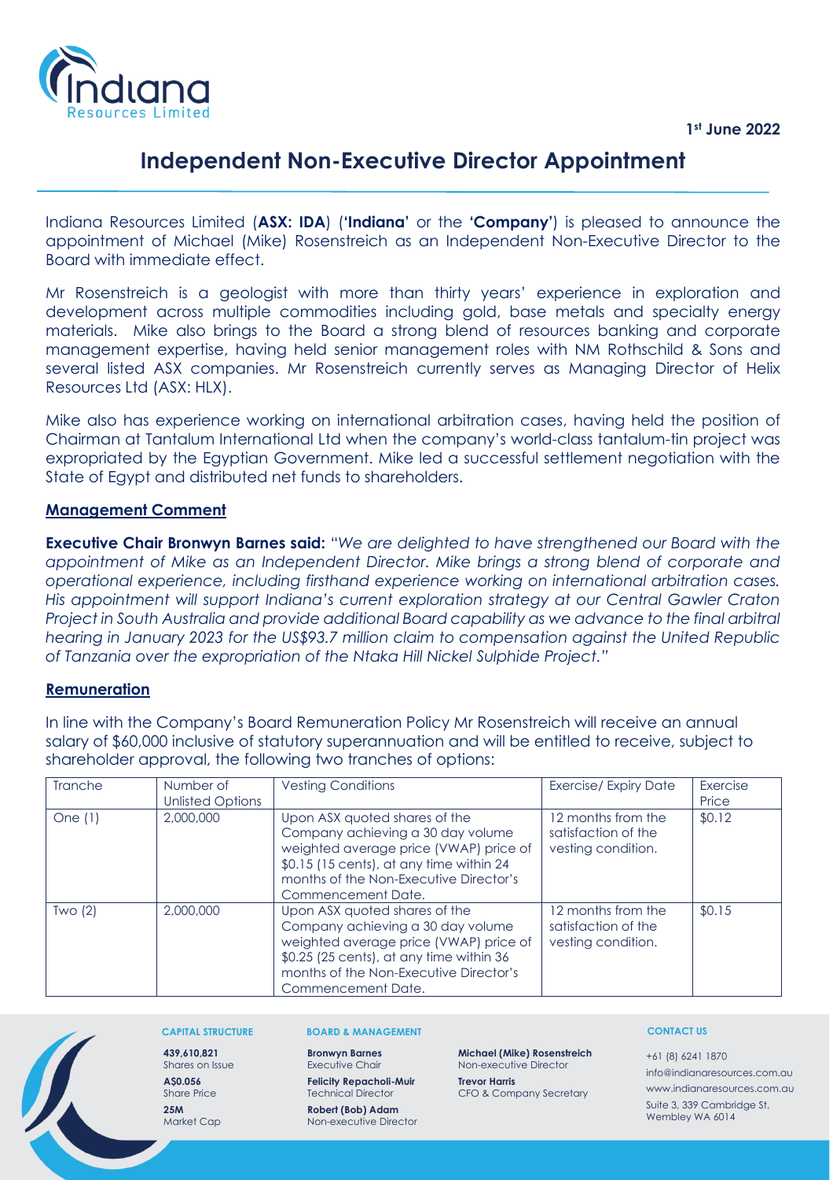1st June 2022

# Independent Non-Executive Director Appointment

Indiana Resources Limited (**ASX: IDA**) (**'Indiana'** or the **'Company'**) is pleased to announce the appointment of Michael (Mike) Rosenstreich as an Independent Non-Executive Director to the Board with immediate effect.

Mr Rosenstreich is a geologist with more than thirty years' experience in exploration and development across multiple commodities including gold, base metals and specialty energy materials. Mike also brings to the Board a strong blend of resources banking and corporate management expertise, having held senior management roles with NM Rothschild & Sons and several listed ASX companies. Mr Rosenstreich currently serves as Managing Director of Helix Resources Ltd (ASX: HLX).

Mike also has experience working on international arbitration cases, having held the position of Chairman at Tantalum International Ltd when the company's world-class tantalum-tin project was expropriated by the Egyptian Government. Mike led a successful settlement negotiation with the State of Egypt and distributed net funds to shareholders.

## Management Comment

**Executive Chair Bronwyn Barnes said:** "*We are delighted to have strengthened our Board with the appointment of Mike as an Independent Director. Mike brings a strong blend of corporate and operational experience, including firsthand experience working on international arbitration cases. His appointment will support Indiana's current exploration strategy at our Central Gawler Craton Project in South Australia and provide additional Board capability as we advance to the final arbitral hearing in January 2023 for the US$93.7 million claim to compensation against the United Republic of Tanzania over the expropriation of the Ntaka Hill Nickel Sulphide Project.*"

## Remuneration

In line with the Company's Board Remuneration Policy Mr Rosenstreich will receive an annual salary of $60,000 inclusive of statutory superannuation and will be entitled to receive, subject to shareholder approval, the following two tranches of options:

| Tranche | Number of Unlisted Options | Vesting Conditions | Exercise/ Expiry Date | Exercise Price |
|---|---|---|---|---|
| One (1) | 2,000,000 | Upon ASX quoted shares of the Company achieving a 30 day volume weighted average price (VWAP) price of $0.15 (15 cents), at any time within 24 months of the Non-Executive Director's Commencement Date. | 12 months from the satisfaction of the vesting condition. | $0.12 |
| Two (2) | 2,000,000 | Upon ASX quoted shares of the Company achieving a 30 day volume weighted average price (VWAP) price of $0.25 (25 cents), at any time within 36 months of the Non-Executive Director's Commencement Date. | 12 months from the satisfaction of the vesting condition. | $0.15 |

**CAPITAL STRUCTURE**

439,610,821
Shares on Issue

A$0.056
Share Price

25M
Market Cap

**BOARD & MANAGEMENT**

**Bronwyn Barnes**
Executive Chair

**Felicity Repacholi-Muir**
Technical Director

**Robert (Bob) Adam**
Non-executive Director

**Michael (Mike) Rosenstreich**
Non-executive Director

**Trevor Harris**
CFO & Company Secretary

**CONTACT US**

+61 (8) 6241 1870
info@indianaresources.com.au
www.indianaresources.com.au
Suite 3, 339 Cambridge St, Wembley WA 6014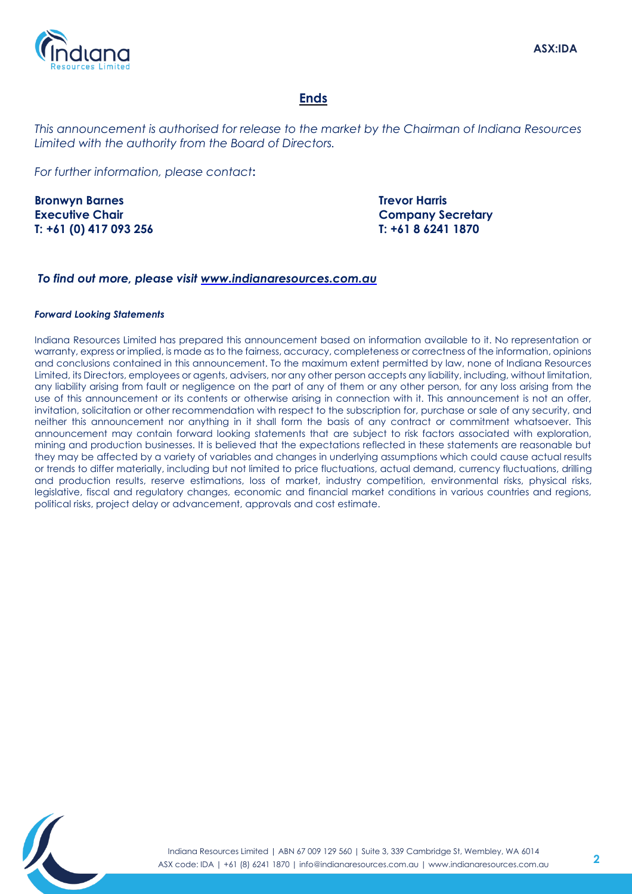## Ends

*This announcement is authorised for release to the market by the Chairman of Indiana Resources Limited with the authority from the Board of Directors.*

*For further information, please contact:*

**Bronwyn Barnes**
**Executive Chair**
**T: +61 (0) 417 093 256**

**Trevor Harris**
**Company Secretary**
**T: +61 8 6241 1870**

***To find out more, please visit www.indianaresources.com.au***

***Forward Looking Statements***

Indiana Resources Limited has prepared this announcement based on information available to it. No representation or warranty, express or implied, is made as to the fairness, accuracy, completeness or correctness of the information, opinions and conclusions contained in this announcement. To the maximum extent permitted by law, none of Indiana Resources Limited, its Directors, employees or agents, advisers, nor any other person accepts any liability, including, without limitation, any liability arising from fault or negligence on the part of any of them or any other person, for any loss arising from the use of this announcement or its contents or otherwise arising in connection with it. This announcement is not an offer, invitation, solicitation or other recommendation with respect to the subscription for, purchase or sale of any security, and neither this announcement nor anything in it shall form the basis of any contract or commitment whatsoever. This announcement may contain forward looking statements that are subject to risk factors associated with exploration, mining and production businesses. It is believed that the expectations reflected in these statements are reasonable but they may be affected by a variety of variables and changes in underlying assumptions which could cause actual results or trends to differ materially, including but not limited to price fluctuations, actual demand, currency fluctuations, drilling and production results, reserve estimations, loss of market, industry competition, environmental risks, physical risks, legislative, fiscal and regulatory changes, economic and financial market conditions in various countries and regions, political risks, project delay or advancement, approvals and cost estimate.